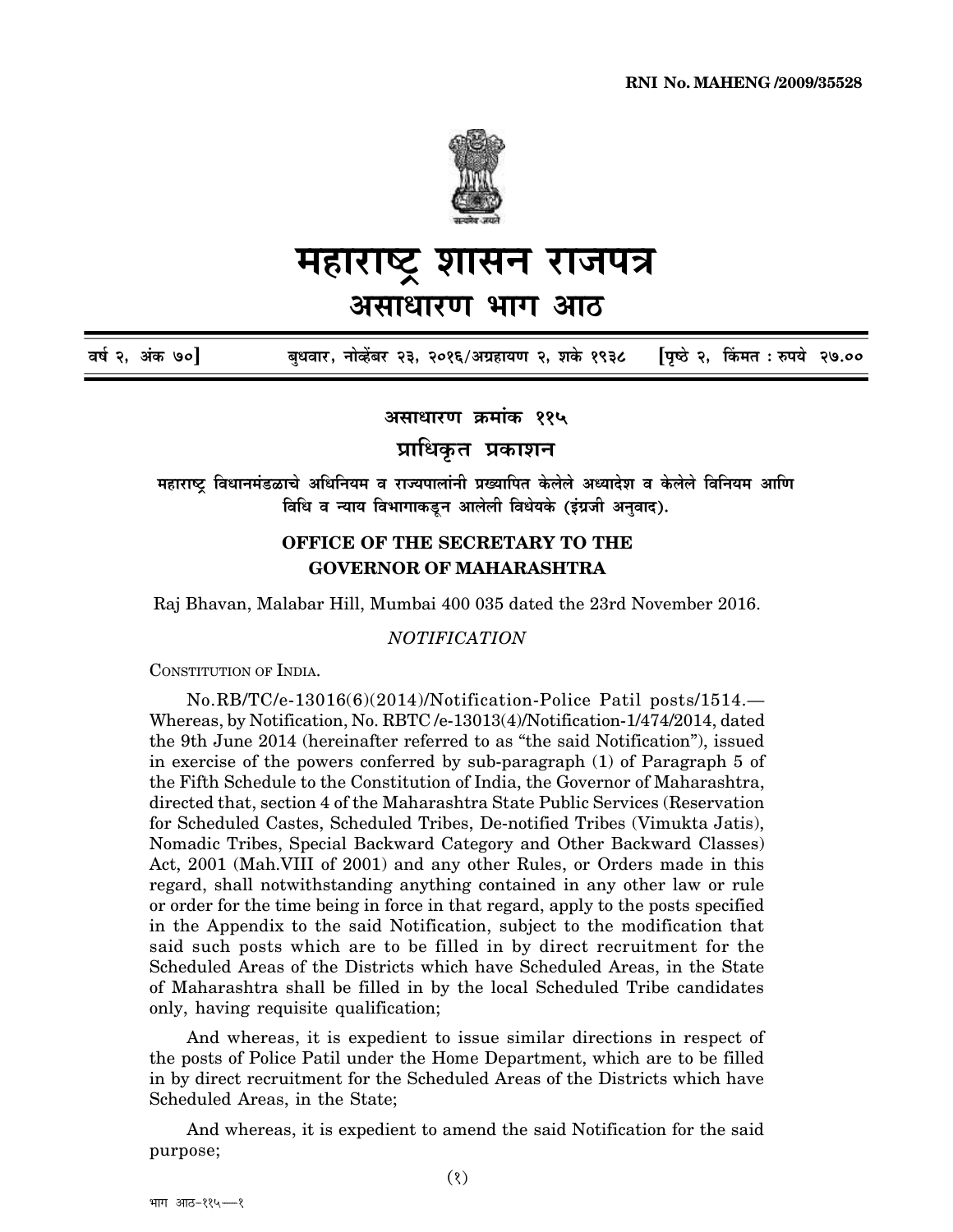RNI No. MAHENG /2009/35528

# महाराष्ट्र शासन राजपत्र

## असाधारण भाग आठ

वर्ष २, अंक ७०] बुधवार, नोव्हेंबर २३, २०१६/अग्रहायण २, शके १९३८ [पृष्ठे २, किंमत : रुपये २७.००

### असाधारण क्रमांक ११५

### प्राधिकृत प्रकाशन

**महाराष्ट्र विधानमंडळाचे अधिनियम व राज्यपालांनी प्रख्यापित केलेले अध्यादेश व केलेले विनियम आणि विधि व न्याय विभागाकडून आलेली विधेयके (इंग्रजी अनुवाद).**

**OFFICE OF THE SECRETARY TO THE GOVERNOR OF MAHARASHTRA**

Raj Bhavan, Malabar Hill, Mumbai 400 035 dated the 23rd November 2016.

*NOTIFICATION*

CONSTITUTION OF INDIA.

No.RB/TC/e-13016(6)(2014)/Notification-Police Patil posts/1514.— Whereas, by Notification, No. RBTC /e-13013(4)/Notification-1/474/2014, dated the 9th June 2014 (hereinafter referred to as "the said Notification"), issued in exercise of the powers conferred by sub-paragraph (1) of Paragraph 5 of the Fifth Schedule to the Constitution of India, the Governor of Maharashtra, directed that, section 4 of the Maharashtra State Public Services (Reservation for Scheduled Castes, Scheduled Tribes, De-notified Tribes (Vimukta Jatis), Nomadic Tribes, Special Backward Category and Other Backward Classes) Act, 2001 (Mah.VIII of 2001) and any other Rules, or Orders made in this regard, shall notwithstanding anything contained in any other law or rule or order for the time being in force in that regard, apply to the posts specified in the Appendix to the said Notification, subject to the modification that said such posts which are to be filled in by direct recruitment for the Scheduled Areas of the Districts which have Scheduled Areas, in the State of Maharashtra shall be filled in by the local Scheduled Tribe candidates only, having requisite qualification;

And whereas, it is expedient to issue similar directions in respect of the posts of Police Patil under the Home Department, which are to be filled in by direct recruitment for the Scheduled Areas of the Districts which have Scheduled Areas, in the State;

And whereas, it is expedient to amend the said Notification for the said purpose;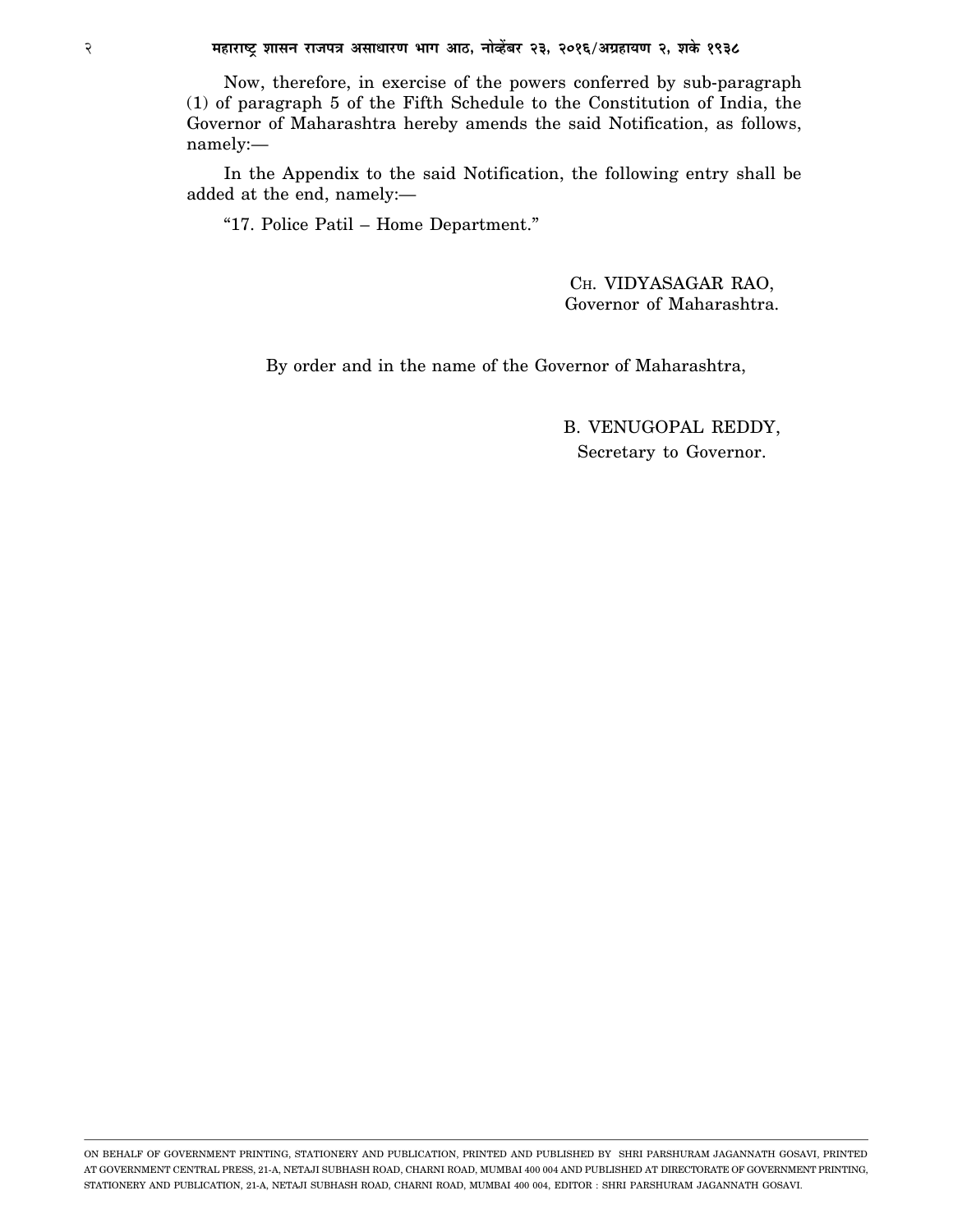Now, therefore, in exercise of the powers conferred by sub-paragraph (1) of paragraph 5 of the Fifth Schedule to the Constitution of India, the Governor of Maharashtra hereby amends the said Notification, as follows, namely:—

In the Appendix to the said Notification, the following entry shall be added at the end, namely:—

"17. Police Patil – Home Department."

CH. VIDYASAGAR RAO,
Governor of Maharashtra.

By order and in the name of the Governor of Maharashtra,

B. VENUGOPAL REDDY,
Secretary to Governor.

ON BEHALF OF GOVERNMENT PRINTING, STATIONERY AND PUBLICATION, PRINTED AND PUBLISHED BY SHRI PARSHURAM JAGANNATH GOSAVI, PRINTED AT GOVERNMENT CENTRAL PRESS, 21-A, NETAJI SUBHASH ROAD, CHARNI ROAD, MUMBAI 400 004 AND PUBLISHED AT DIRECTORATE OF GOVERNMENT PRINTING, STATIONERY AND PUBLICATION, 21-A, NETAJI SUBHASH ROAD, CHARNI ROAD, MUMBAI 400 004, EDITOR : SHRI PARSHURAM JAGANNATH GOSAVI.